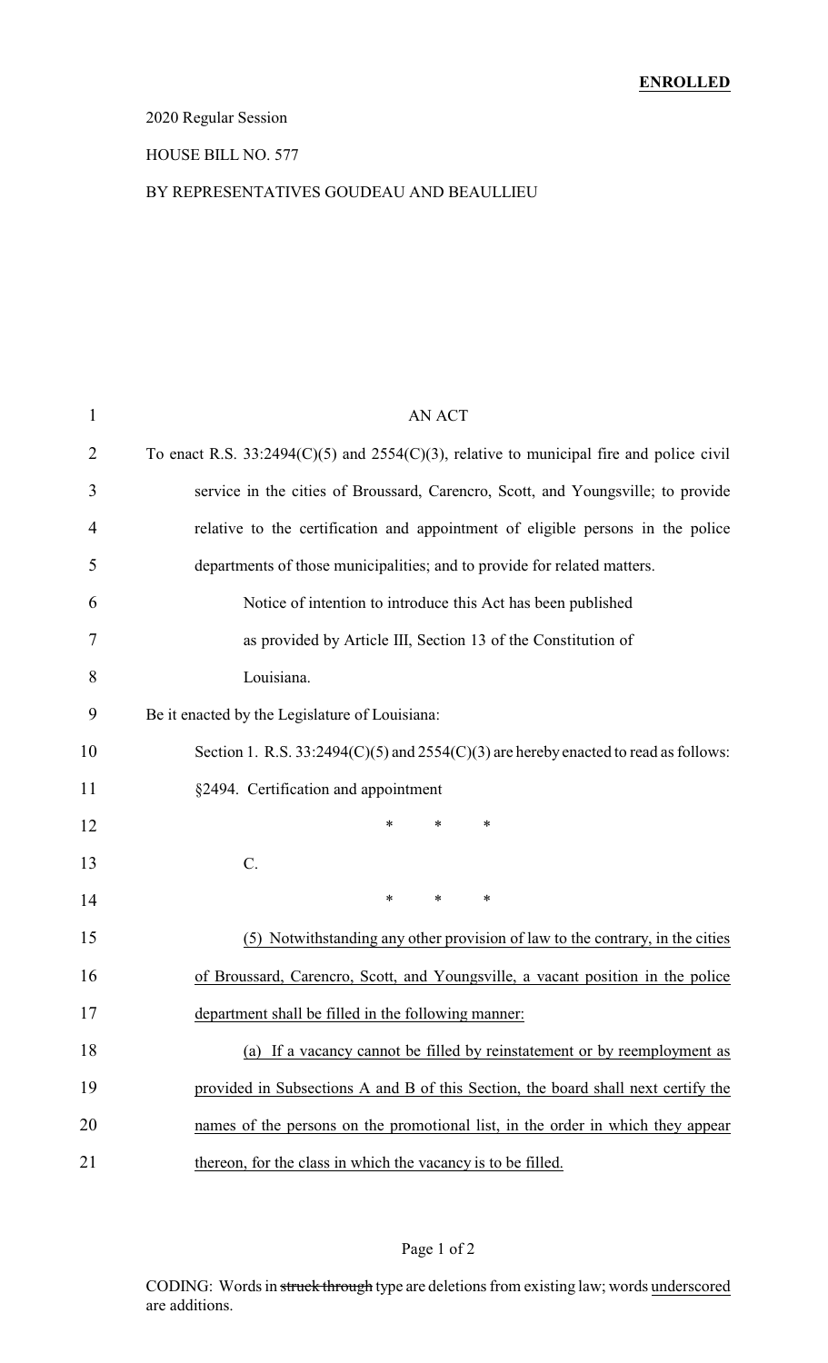**ENROLLED**

2020 Regular Session

HOUSE BILL NO. 577

BY REPRESENTATIVES GOUDEAU AND BEAULLIEU

AN ACT

To enact R.S. 33:2494(C)(5) and 2554(C)(3), relative to municipal fire and police civil service in the cities of Broussard, Carencro, Scott, and Youngsville; to provide relative to the certification and appointment of eligible persons in the police departments of those municipalities; and to provide for related matters.

Notice of intention to introduce this Act has been published as provided by Article III, Section 13 of the Constitution of Louisiana.

Be it enacted by the Legislature of Louisiana:

Section 1. R.S. 33:2494(C)(5) and 2554(C)(3) are hereby enacted to read as follows:

§2494. Certification and appointment

\* \* \*

C.

\* \* \*

(5) Notwithstanding any other provision of law to the contrary, in the cities of Broussard, Carencro, Scott, and Youngsville, a vacant position in the police department shall be filled in the following manner:

(a) If a vacancy cannot be filled by reinstatement or by reemployment as provided in Subsections A and B of this Section, the board shall next certify the names of the persons on the promotional list, in the order in which they appear thereon, for the class in which the vacancy is to be filled.

CODING: Words in ~~struck through~~ type are deletions from existing law; words underscored are additions.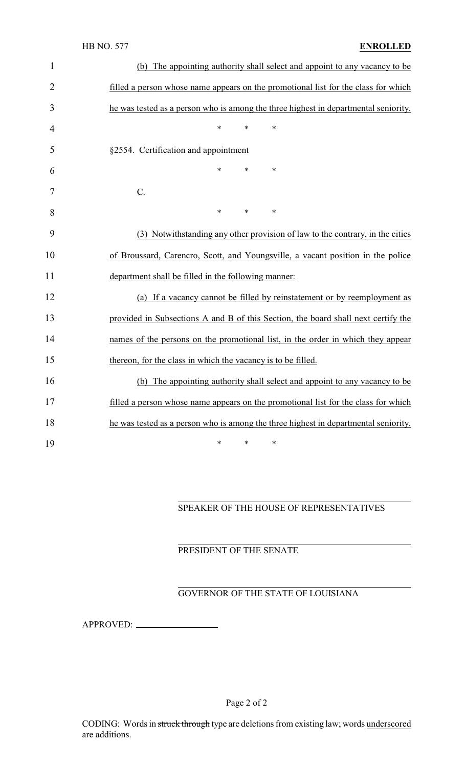(b) The appointing authority shall select and appoint to any vacancy to be filled a person whose name appears on the promotional list for the class for which he was tested as a person who is among the three highest in departmental seniority.

\*   \*   \*

§2554. Certification and appointment

\*   \*   \*

C.

\*   \*   \*

(3) Notwithstanding any other provision of law to the contrary, in the cities of Broussard, Carencro, Scott, and Youngsville, a vacant position in the police department shall be filled in the following manner:

(a) If a vacancy cannot be filled by reinstatement or by reemployment as provided in Subsections A and B of this Section, the board shall next certify the names of the persons on the promotional list, in the order in which they appear thereon, for the class in which the vacancy is to be filled.

(b) The appointing authority shall select and appoint to any vacancy to be filled a person whose name appears on the promotional list for the class for which he was tested as a person who is among the three highest in departmental seniority.

\*   \*   \*

SPEAKER OF THE HOUSE OF REPRESENTATIVES

PRESIDENT OF THE SENATE

GOVERNOR OF THE STATE OF LOUISIANA

APPROVED: \_\_\_\_\_\_\_\_\_\_\_\_\_\_\_\_\_\_

CODING: Words in ~~struck through~~ type are deletions from existing law; words underscored are additions.